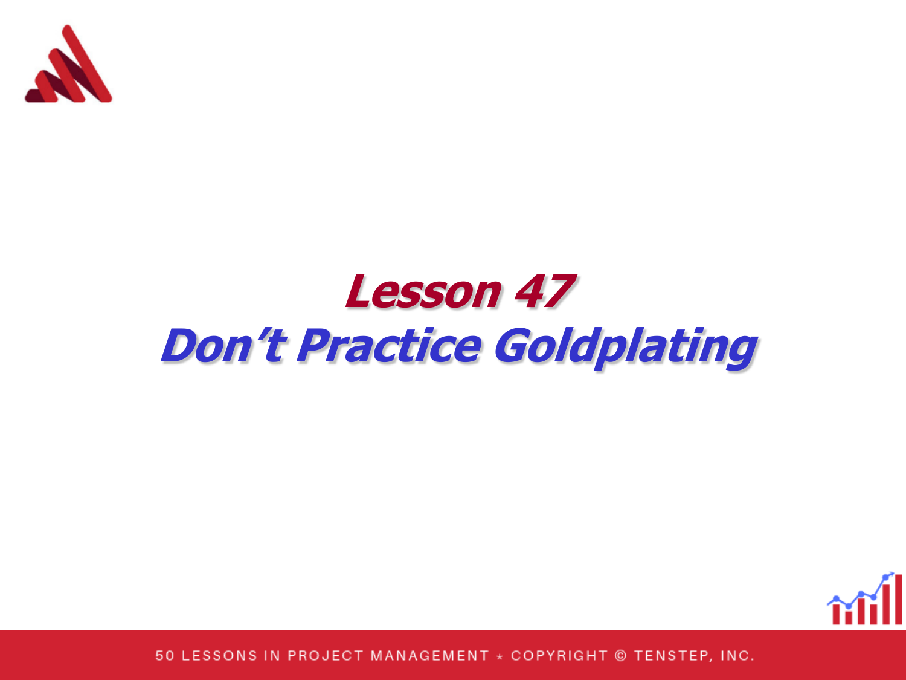# Lesson 47

# Don't Practice Goldplating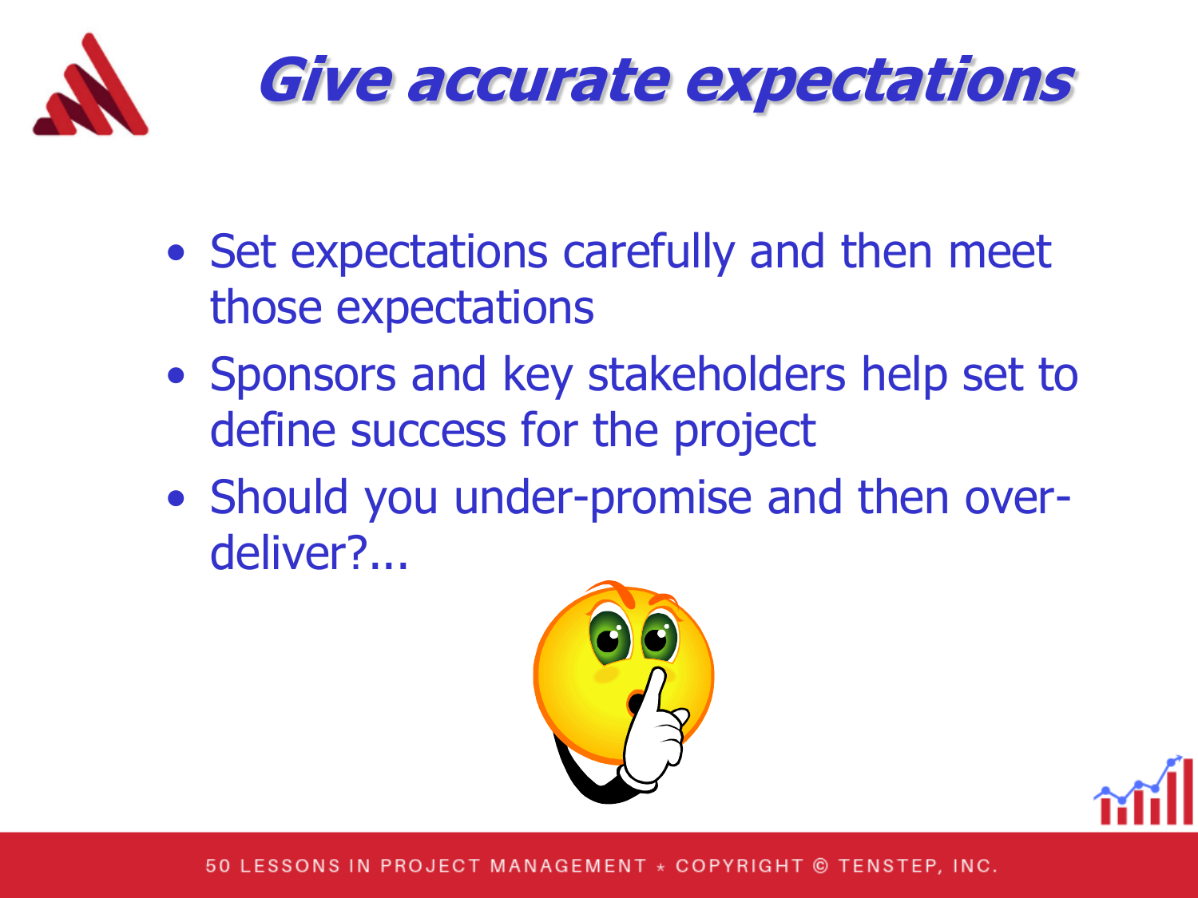# Give accurate expectations

- Set expectations carefully and then meet those expectations
- Sponsors and key stakeholders help set to define success for the project
- Should you under-promise and then over-deliver?...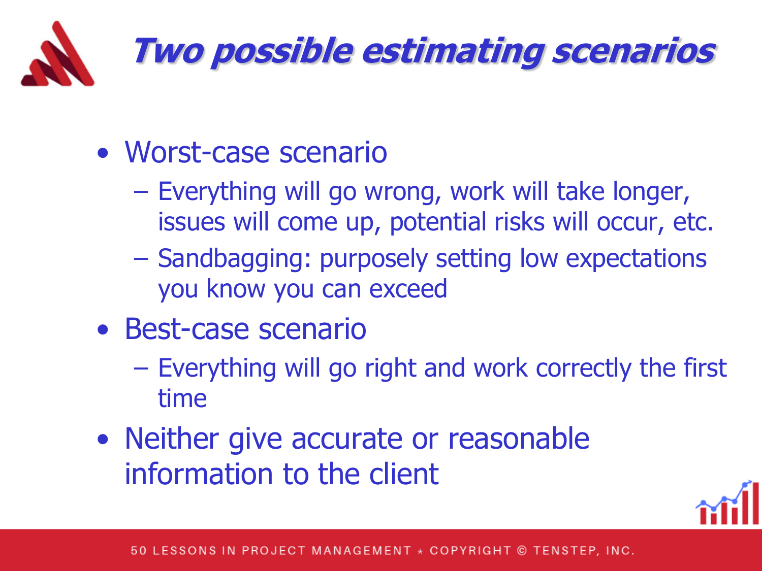# Two possible estimating scenarios

- Worst-case scenario
  - Everything will go wrong, work will take longer, issues will come up, potential risks will occur, etc.
  - Sandbagging: purposely setting low expectations you know you can exceed
- Best-case scenario
  - Everything will go right and work correctly the first time
- Neither give accurate or reasonable information to the client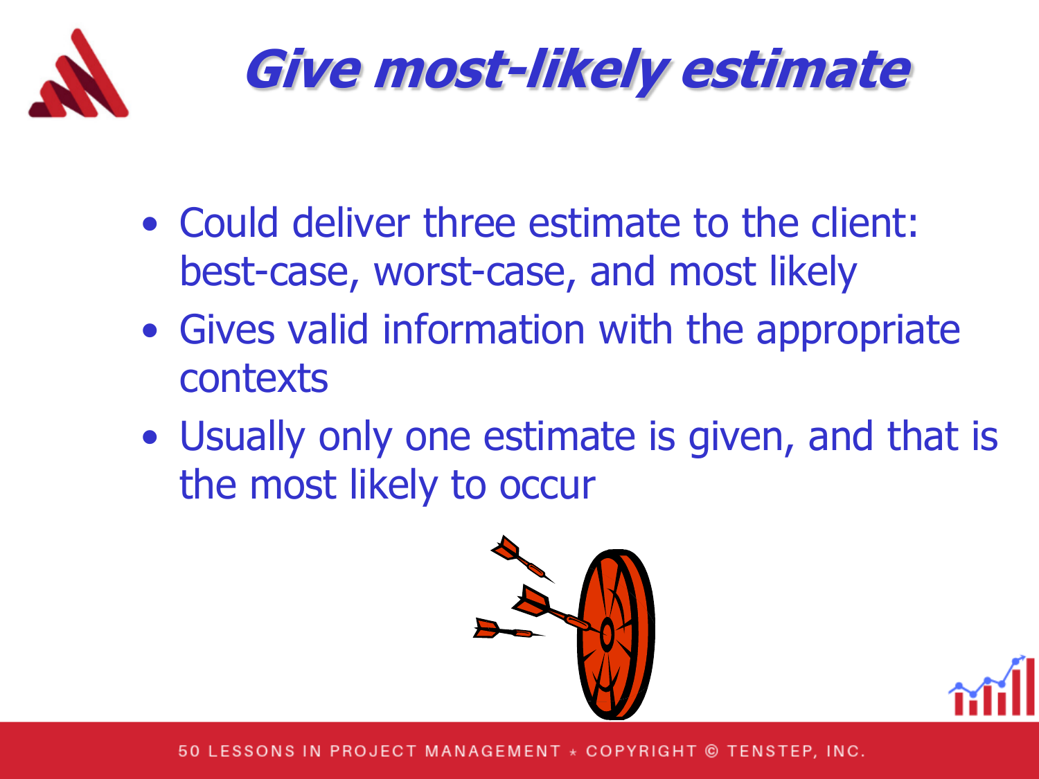# Give most-likely estimate

- Could deliver three estimate to the client: best-case, worst-case, and most likely
- Gives valid information with the appropriate contexts
- Usually only one estimate is given, and that is the most likely to occur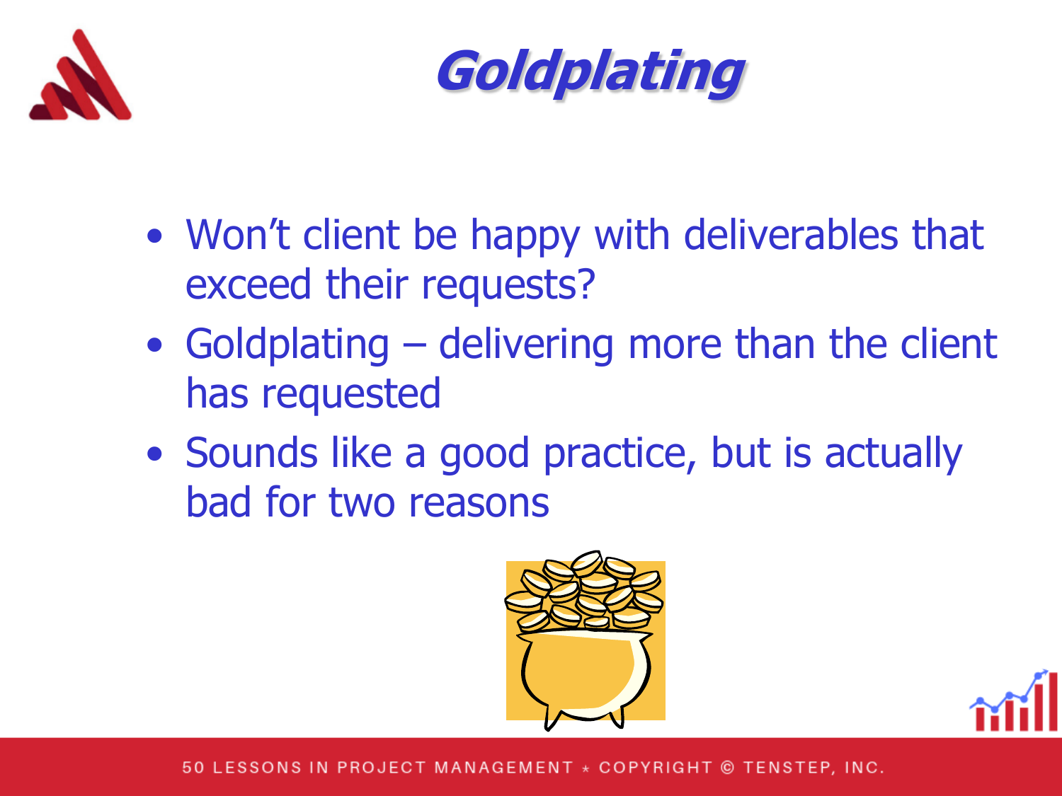# *Goldplating*

- Won't client be happy with deliverables that exceed their requests?
- Goldplating – delivering more than the client has requested
- Sounds like a good practice, but is actually bad for two reasons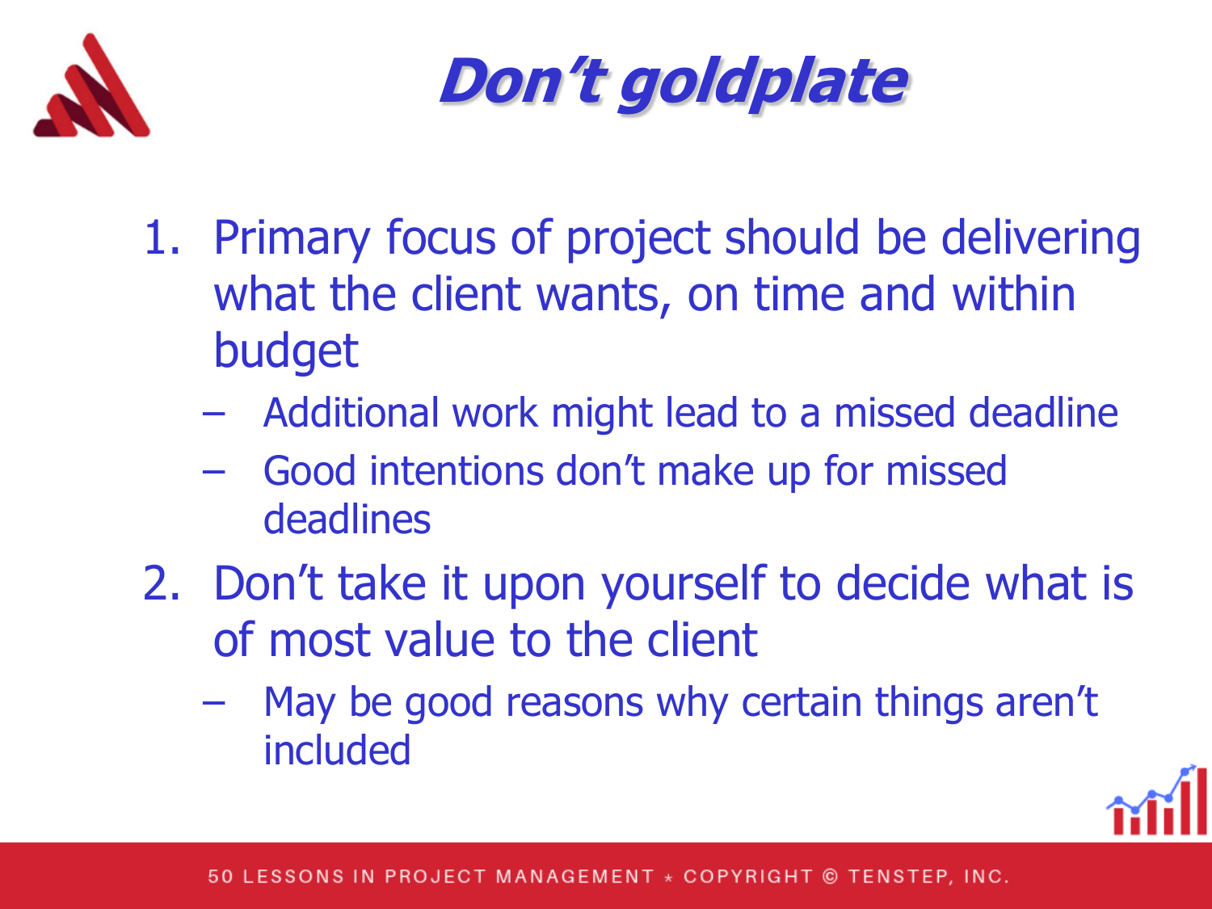# *Don't goldplate*

1. Primary focus of project should be delivering what the client wants, on time and within budget
   - Additional work might lead to a missed deadline
   - Good intentions don't make up for missed deadlines
2. Don't take it upon yourself to decide what is of most value to the client
   - May be good reasons why certain things aren't included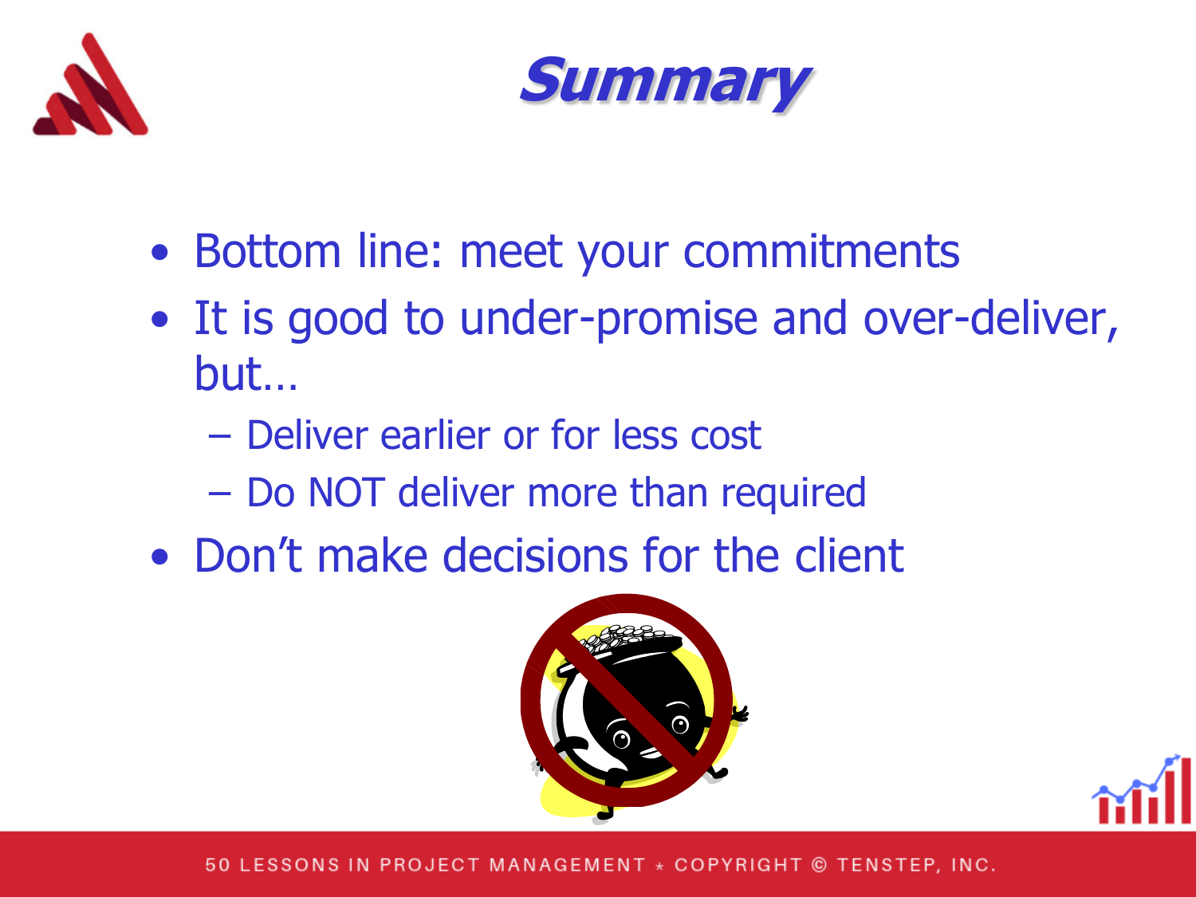# Summary

- Bottom line: meet your commitments
- It is good to under-promise and over-deliver, but…
  - Deliver earlier or for less cost
  - Do NOT deliver more than required
- Don't make decisions for the client